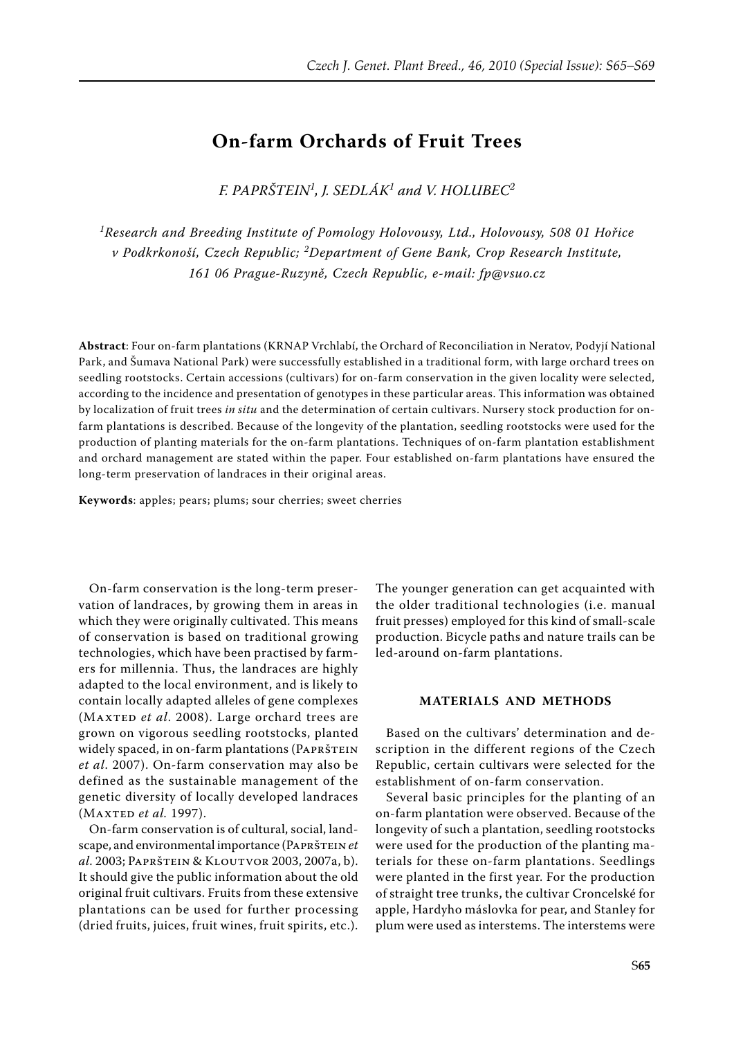# On-farm Orchards of Fruit Trees

*F. PAPRŠTEIN[1], J. SEDLÁK[1] and V. HOLUBEC[2]*

[1]*Research and Breeding Institute of Pomology Holovousy, Ltd., Holovousy, 508 01 Hořice v Podkrkonoší, Czech Republic;* [2]*Department of Gene Bank, Crop Research Institute, 161 06 Prague-Ruzyně, Czech Republic, e-mail: fp@vsuo.cz*

**Abstract**: Four on-farm plantations (KRNAP Vrchlabí, the Orchard of Reconciliation in Neratov, Podyjí National Park, and Šumava National Park) were successfully established in a traditional form, with large orchard trees on seedling rootstocks. Certain accessions (cultivars) for on-farm conservation in the given locality were selected, according to the incidence and presentation of genotypes in these particular areas. This information was obtained by localization of fruit trees *in situ* and the determination of certain cultivars. Nursery stock production for on-farm plantations is described. Because of the longevity of the plantation, seedling rootstocks were used for the production of planting materials for the on-farm plantations. Techniques of on-farm plantation establishment and orchard management are stated within the paper. Four established on-farm plantations have ensured the long-term preservation of landraces in their original areas.

**Keywords**: apples; pears; plums; sour cherries; sweet cherries

On-farm conservation is the long-term preservation of landraces, by growing them in areas in which they were originally cultivated. This means of conservation is based on traditional growing technologies, which have been practised by farmers for millennia. Thus, the landraces are highly adapted to the local environment, and is likely to contain locally adapted alleles of gene complexes (Maxted *et al.* 2008). Large orchard trees are grown on vigorous seedling rootstocks, planted widely spaced, in on-farm plantations (Paprštein *et al.* 2007). On-farm conservation may also be defined as the sustainable management of the genetic diversity of locally developed landraces (Maxted *et al.* 1997).

On-farm conservation is of cultural, social, landscape, and environmental importance (Paprštein *et al.* 2003; Paprštein & Kloutvor 2003, 2007a, b). It should give the public information about the old original fruit cultivars. Fruits from these extensive plantations can be used for further processing (dried fruits, juices, fruit wines, fruit spirits, etc.). The younger generation can get acquainted with the older traditional technologies (i.e. manual fruit presses) employed for this kind of small-scale production. Bicycle paths and nature trails can be led-around on-farm plantations.

## MATERIALS AND METHODS

Based on the cultivars' determination and description in the different regions of the Czech Republic, certain cultivars were selected for the establishment of on-farm conservation.

Several basic principles for the planting of an on-farm plantation were observed. Because of the longevity of such a plantation, seedling rootstocks were used for the production of the planting materials for these on-farm plantations. Seedlings were planted in the first year. For the production of straight tree trunks, the cultivar Croncelské for apple, Hardyho máslovka for pear, and Stanley for plum were used as interstems. The interstems were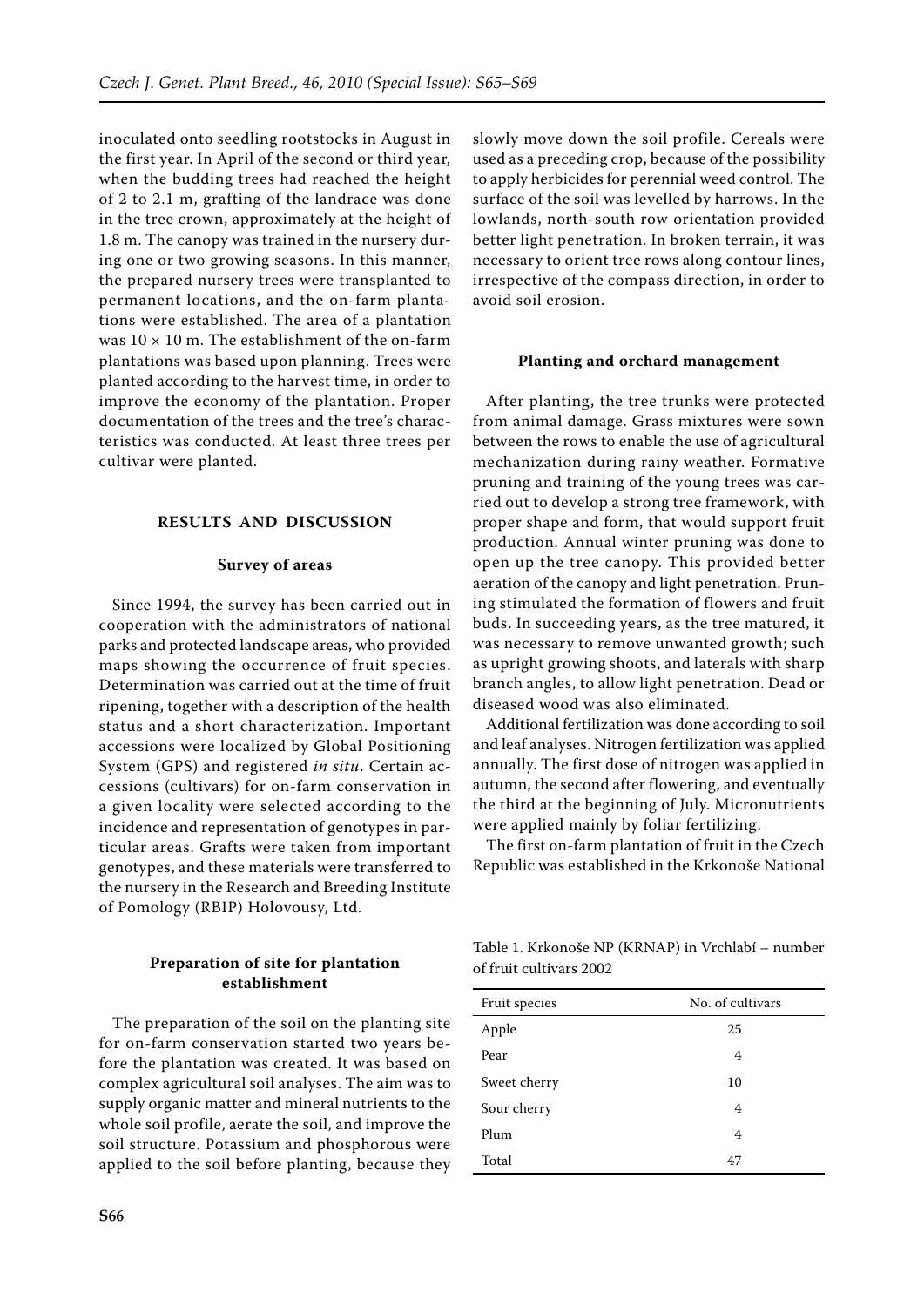inoculated onto seedling rootstocks in August in the first year. In April of the second or third year, when the budding trees had reached the height of 2 to 2.1 m, grafting of the landrace was done in the tree crown, approximately at the height of 1.8 m. The canopy was trained in the nursery during one or two growing seasons. In this manner, the prepared nursery trees were transplanted to permanent locations, and the on-farm plantations were established. The area of a plantation was 10 × 10 m. The establishment of the on-farm plantations was based upon planning. Trees were planted according to the harvest time, in order to improve the economy of the plantation. Proper documentation of the trees and the tree's characteristics was conducted. At least three trees per cultivar were planted.

## RESULTS AND DISCUSSION

### Survey of areas

Since 1994, the survey has been carried out in cooperation with the administrators of national parks and protected landscape areas, who provided maps showing the occurrence of fruit species. Determination was carried out at the time of fruit ripening, together with a description of the health status and a short characterization. Important accessions were localized by Global Positioning System (GPS) and registered *in situ*. Certain accessions (cultivars) for on-farm conservation in a given locality were selected according to the incidence and representation of genotypes in particular areas. Grafts were taken from important genotypes, and these materials were transferred to the nursery in the Research and Breeding Institute of Pomology (RBIP) Holovousy, Ltd.

### Preparation of site for plantation establishment

The preparation of the soil on the planting site for on-farm conservation started two years before the plantation was created. It was based on complex agricultural soil analyses. The aim was to supply organic matter and mineral nutrients to the whole soil profile, aerate the soil, and improve the soil structure. Potassium and phosphorous were applied to the soil before planting, because they slowly move down the soil profile. Cereals were used as a preceding crop, because of the possibility to apply herbicides for perennial weed control. The surface of the soil was levelled by harrows. In the lowlands, north-south row orientation provided better light penetration. In broken terrain, it was necessary to orient tree rows along contour lines, irrespective of the compass direction, in order to avoid soil erosion.

### Planting and orchard management

After planting, the tree trunks were protected from animal damage. Grass mixtures were sown between the rows to enable the use of agricultural mechanization during rainy weather. Formative pruning and training of the young trees was carried out to develop a strong tree framework, with proper shape and form, that would support fruit production. Annual winter pruning was done to open up the tree canopy. This provided better aeration of the canopy and light penetration. Pruning stimulated the formation of flowers and fruit buds. In succeeding years, as the tree matured, it was necessary to remove unwanted growth; such as upright growing shoots, and laterals with sharp branch angles, to allow light penetration. Dead or diseased wood was also eliminated.

Additional fertilization was done according to soil and leaf analyses. Nitrogen fertilization was applied annually. The first dose of nitrogen was applied in autumn, the second after flowering, and eventually the third at the beginning of July. Micronutrients were applied mainly by foliar fertilizing.

The first on-farm plantation of fruit in the Czech Republic was established in the Krkonoše National

Table 1. Krkonoše NP (KRNAP) in Vrchlabí – number of fruit cultivars 2002

| Fruit species | No. of cultivars |
|---|---|
| Apple | 25 |
| Pear | 4 |
| Sweet cherry | 10 |
| Sour cherry | 4 |
| Plum | 4 |
| Total | 47 |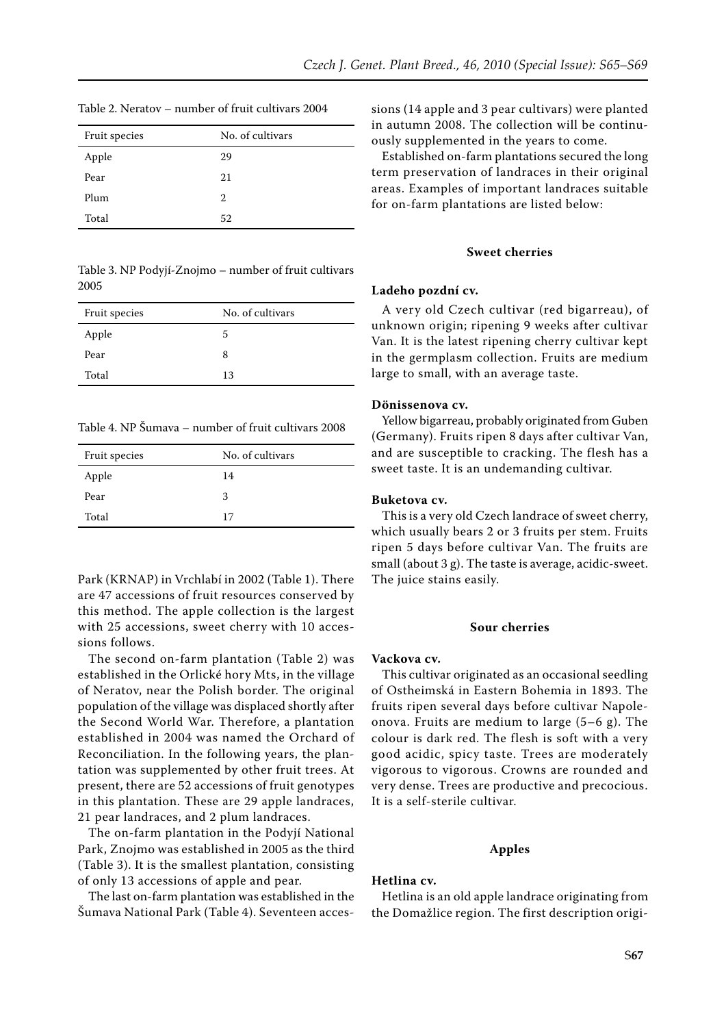Table 2. Neratov – number of fruit cultivars 2004

| Fruit species | No. of cultivars |
|---|---|
| Apple | 29 |
| Pear | 21 |
| Plum | 2 |
| Total | 52 |

Table 3. NP Podyjí-Znojmo – number of fruit cultivars 2005

| Fruit species | No. of cultivars |
|---|---|
| Apple | 5 |
| Pear | 8 |
| Total | 13 |

Table 4. NP Šumava – number of fruit cultivars 2008

| Fruit species | No. of cultivars |
|---|---|
| Apple | 14 |
| Pear | 3 |
| Total | 17 |

Park (KRNAP) in Vrchlabí in 2002 (Table 1). There are 47 accessions of fruit resources conserved by this method. The apple collection is the largest with 25 accessions, sweet cherry with 10 accessions follows.

The second on-farm plantation (Table 2) was established in the Orlické hory Mts, in the village of Neratov, near the Polish border. The original population of the village was displaced shortly after the Second World War. Therefore, a plantation established in 2004 was named the Orchard of Reconciliation. In the following years, the plantation was supplemented by other fruit trees. At present, there are 52 accessions of fruit genotypes in this plantation. These are 29 apple landraces, 21 pear landraces, and 2 plum landraces.

The on-farm plantation in the Podyjí National Park, Znojmo was established in 2005 as the third (Table 3). It is the smallest plantation, consisting of only 13 accessions of apple and pear.

The last on-farm plantation was established in the Šumava National Park (Table 4). Seventeen accessions (14 apple and 3 pear cultivars) were planted in autumn 2008. The collection will be continuously supplemented in the years to come.

Established on-farm plantations secured the long term preservation of landraces in their original areas. Examples of important landraces suitable for on-farm plantations are listed below:

## Sweet cherries

### Ladeho pozdní cv.

A very old Czech cultivar (red bigarreau), of unknown origin; ripening 9 weeks after cultivar Van. It is the latest ripening cherry cultivar kept in the germplasm collection. Fruits are medium large to small, with an average taste.

### Dönissenova cv.

Yellow bigarreau, probably originated from Guben (Germany). Fruits ripen 8 days after cultivar Van, and are susceptible to cracking. The flesh has a sweet taste. It is an undemanding cultivar.

### Buketova cv.

This is a very old Czech landrace of sweet cherry, which usually bears 2 or 3 fruits per stem. Fruits ripen 5 days before cultivar Van. The fruits are small (about 3 g). The taste is average, acidic-sweet. The juice stains easily.

## Sour cherries

### Vackova cv.

This cultivar originated as an occasional seedling of Ostheimská in Eastern Bohemia in 1893. The fruits ripen several days before cultivar Napoleonova. Fruits are medium to large (5–6 g). The colour is dark red. The flesh is soft with a very good acidic, spicy taste. Trees are moderately vigorous to vigorous. Crowns are rounded and very dense. Trees are productive and precocious. It is a self-sterile cultivar.

## Apples

### Hetlina cv.

Hetlina is an old apple landrace originating from the Domažlice region. The first description origi-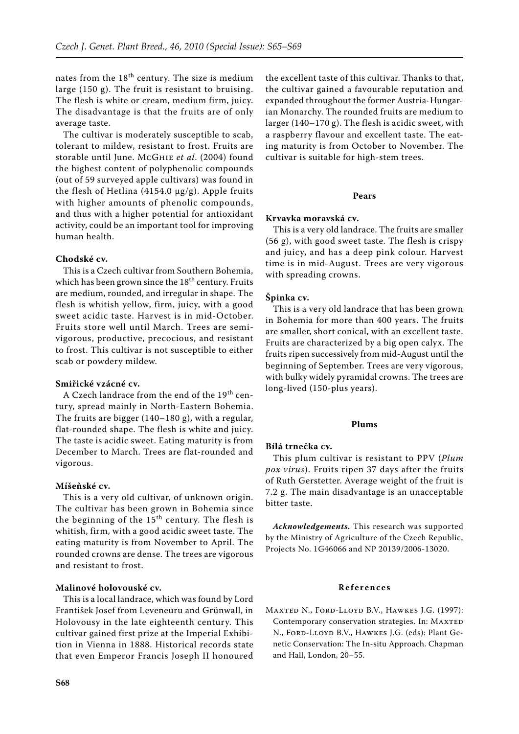nates from the 18th century. The size is medium large (150 g). The fruit is resistant to bruising. The flesh is white or cream, medium firm, juicy. The disadvantage is that the fruits are of only average taste.

The cultivar is moderately susceptible to scab, tolerant to mildew, resistant to frost. Fruits are storable until June. McGhie *et al*. (2004) found the highest content of polyphenolic compounds (out of 59 surveyed apple cultivars) was found in the flesh of Hetlina (4154.0 μg/g). Apple fruits with higher amounts of phenolic compounds, and thus with a higher potential for antioxidant activity, could be an important tool for improving human health.

**Chodské cv.**

This is a Czech cultivar from Southern Bohemia, which has been grown since the 18th century. Fruits are medium, rounded, and irregular in shape. The flesh is whitish yellow, firm, juicy, with a good sweet acidic taste. Harvest is in mid-October. Fruits store well until March. Trees are semi-vigorous, productive, precocious, and resistant to frost. This cultivar is not susceptible to either scab or powdery mildew.

**Smiřické vzácné cv.**

A Czech landrace from the end of the 19th century, spread mainly in North-Eastern Bohemia. The fruits are bigger (140–180 g), with a regular, flat-rounded shape. The flesh is white and juicy. The taste is acidic sweet. Eating maturity is from December to March. Trees are flat-rounded and vigorous.

**Míšeňské cv.**

This is a very old cultivar, of unknown origin. The cultivar has been grown in Bohemia since the beginning of the 15th century. The flesh is whitish, firm, with a good acidic sweet taste. The eating maturity is from November to April. The rounded crowns are dense. The trees are vigorous and resistant to frost.

**Malinové holovouské cv.**

This is a local landrace, which was found by Lord František Josef from Leveneuru and Grünwall, in Holovousy in the late eighteenth century. This cultivar gained first prize at the Imperial Exhibition in Vienna in 1888. Historical records state that even Emperor Francis Joseph II honoured the excellent taste of this cultivar. Thanks to that, the cultivar gained a favourable reputation and expanded throughout the former Austria-Hungarian Monarchy. The rounded fruits are medium to larger (140–170 g). The flesh is acidic sweet, with a raspberry flavour and excellent taste. The eating maturity is from October to November. The cultivar is suitable for high-stem trees.

## Pears

**Krvavka moravská cv.**

This is a very old landrace. The fruits are smaller (56 g), with good sweet taste. The flesh is crispy and juicy, and has a deep pink colour. Harvest time is in mid-August. Trees are very vigorous with spreading crowns.

**Špinka cv.**

This is a very old landrace that has been grown in Bohemia for more than 400 years. The fruits are smaller, short conical, with an excellent taste. Fruits are characterized by a big open calyx. The fruits ripen successively from mid-August until the beginning of September. Trees are very vigorous, with bulky widely pyramidal crowns. The trees are long-lived (150-plus years).

## Plums

**Bílá trnečka cv.**

This plum cultivar is resistant to PPV (*Plum pox virus*). Fruits ripen 37 days after the fruits of Ruth Gerstetter. Average weight of the fruit is 7.2 g. The main disadvantage is an unacceptable bitter taste.

***Acknowledgements.*** This research was supported by the Ministry of Agriculture of the Czech Republic, Projects No. 1G46066 and NP 20139/2006-13020.

## References

Maxted N., Ford-Lloyd B.V., Hawkes J.G. (1997): Contemporary conservation strategies. In: Maxted N., Ford-Lloyd B.V., Hawkes J.G. (eds): Plant Genetic Conservation: The In-situ Approach. Chapman and Hall, London, 20–55.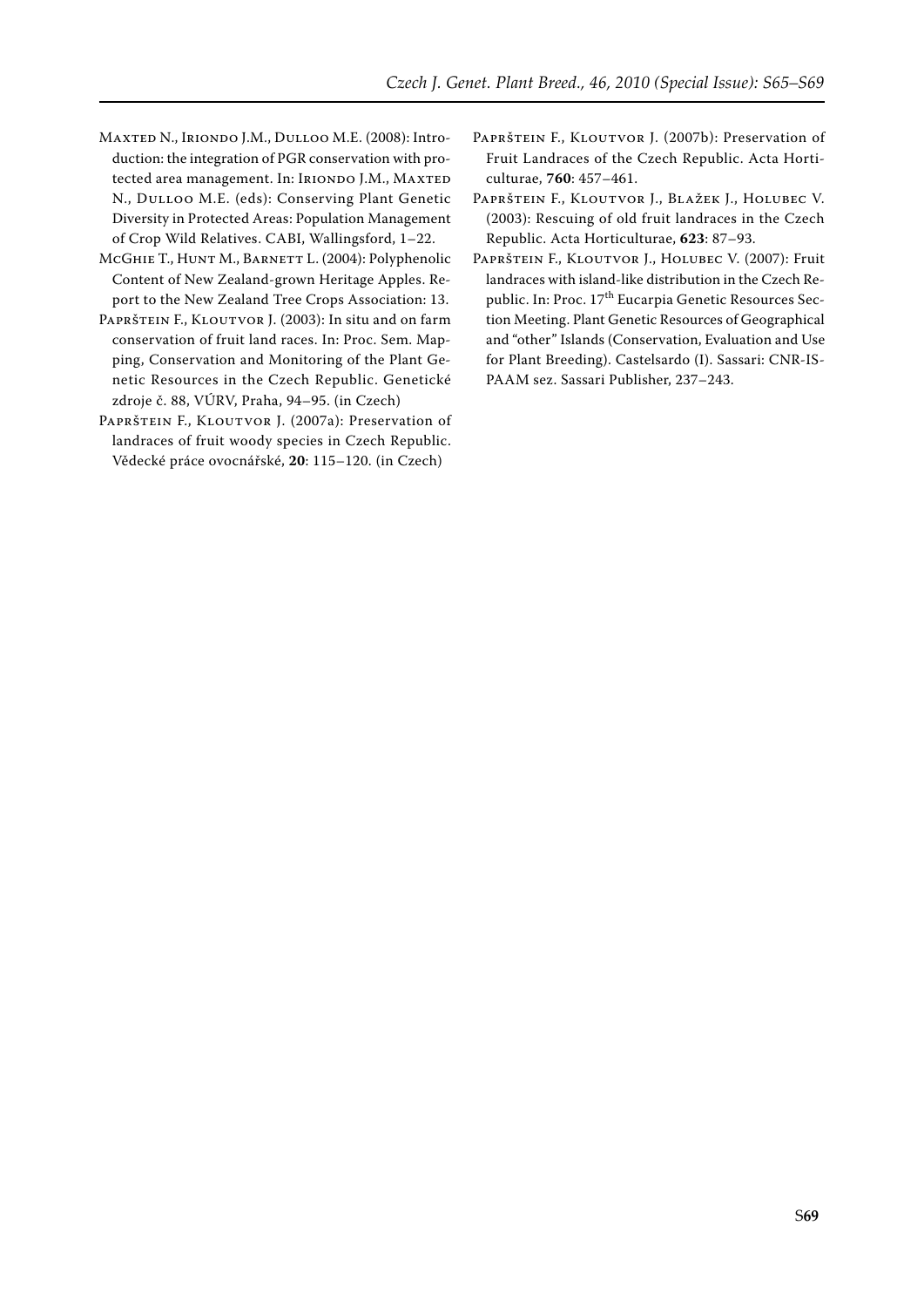Maxted N., Iriondo J.M., Dulloo M.E. (2008): Introduction: the integration of PGR conservation with protected area management. In: Iriondo J.M., Maxted N., Dulloo M.E. (eds): Conserving Plant Genetic Diversity in Protected Areas: Population Management of Crop Wild Relatives. CABI, Wallingsford, 1–22.

McGhie T., Hunt M., Barnett L. (2004): Polyphenolic Content of New Zealand-grown Heritage Apples. Report to the New Zealand Tree Crops Association: 13.

Paprštein F., Kloutvor J. (2003): In situ and on farm conservation of fruit land races. In: Proc. Sem. Mapping, Conservation and Monitoring of the Plant Genetic Resources in the Czech Republic. Genetické zdroje č. 88, VÚRV, Praha, 94–95. (in Czech)

Paprštein F., Kloutvor J. (2007a): Preservation of landraces of fruit woody species in Czech Republic. Vědecké práce ovocnářské, **20**: 115–120. (in Czech)

Paprštein F., Kloutvor J. (2007b): Preservation of Fruit Landraces of the Czech Republic. Acta Horticulturae, **760**: 457–461.

Paprštein F., Kloutvor J., Blažek J., Holubec V. (2003): Rescuing of old fruit landraces in the Czech Republic. Acta Horticulturae, **623**: 87–93.

Paprštein F., Kloutvor J., Holubec V. (2007): Fruit landraces with island-like distribution in the Czech Republic. In: Proc. 17th Eucarpia Genetic Resources Section Meeting. Plant Genetic Resources of Geographical and "other" Islands (Conservation, Evaluation and Use for Plant Breeding). Castelsardo (I). Sassari: CNR-ISPAAM sez. Sassari Publisher, 237–243.